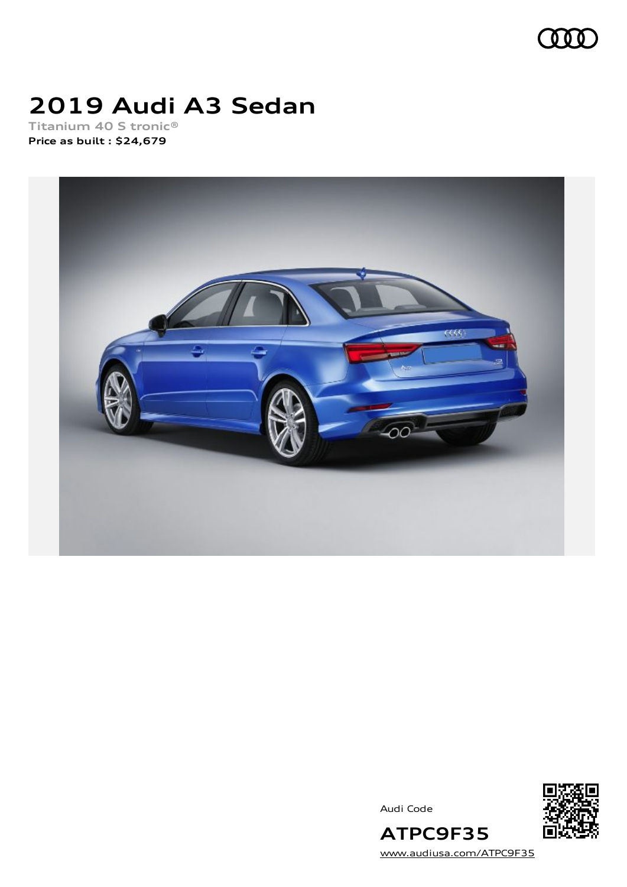# 2019 Audi A3 Sedan

Titanium 40 S tronic®

**Price as built : $24,679**

Audi Code

**ATPC9F35**

www.audiusa.com/ATPC9F35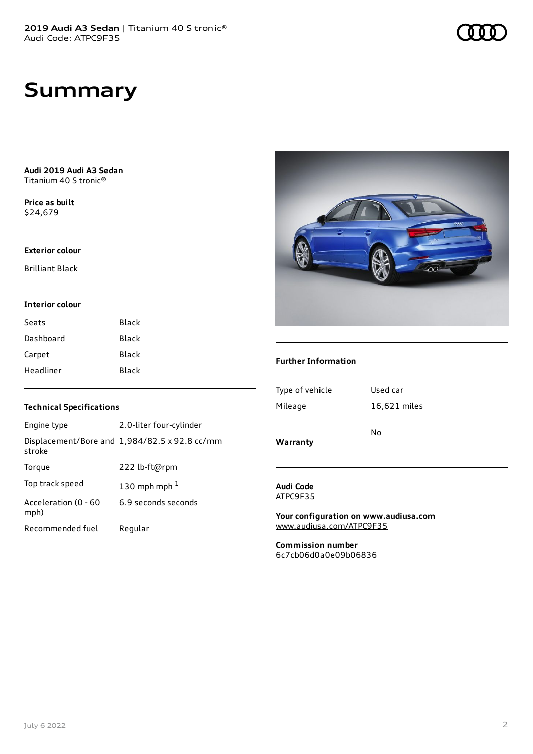# Summary

**Audi 2019 Audi A3 Sedan**
Titanium 40 S tronic®

**Price as built**
$24,679

### Exterior colour

Brilliant Black

### Interior colour

| | |
|---|---|
| Seats | Black |
| Dashboard | Black |
| Carpet | Black |
| Headliner | Black |

### Technical Specifications

| | |
|---|---|
| Engine type | 2.0-liter four-cylinder |
| Displacement/Bore and stroke | 1,984/82.5 x 92.8 cc/mm |
| Torque | 222 lb-ft@rpm |
| Top track speed | 130 mph mph [1] |
| Acceleration (0 - 60 mph) | 6.9 seconds seconds |
| Recommended fuel | Regular |

### Further Information

| | |
|---|---|
| Type of vehicle | Used car |
| Mileage | 16,621 miles |
| **Warranty** | No |

**Audi Code**
ATPC9F35

**Your configuration on www.audiusa.com**
www.audiusa.com/ATPC9F35

**Commission number**
6c7cb06d0a0e09b06836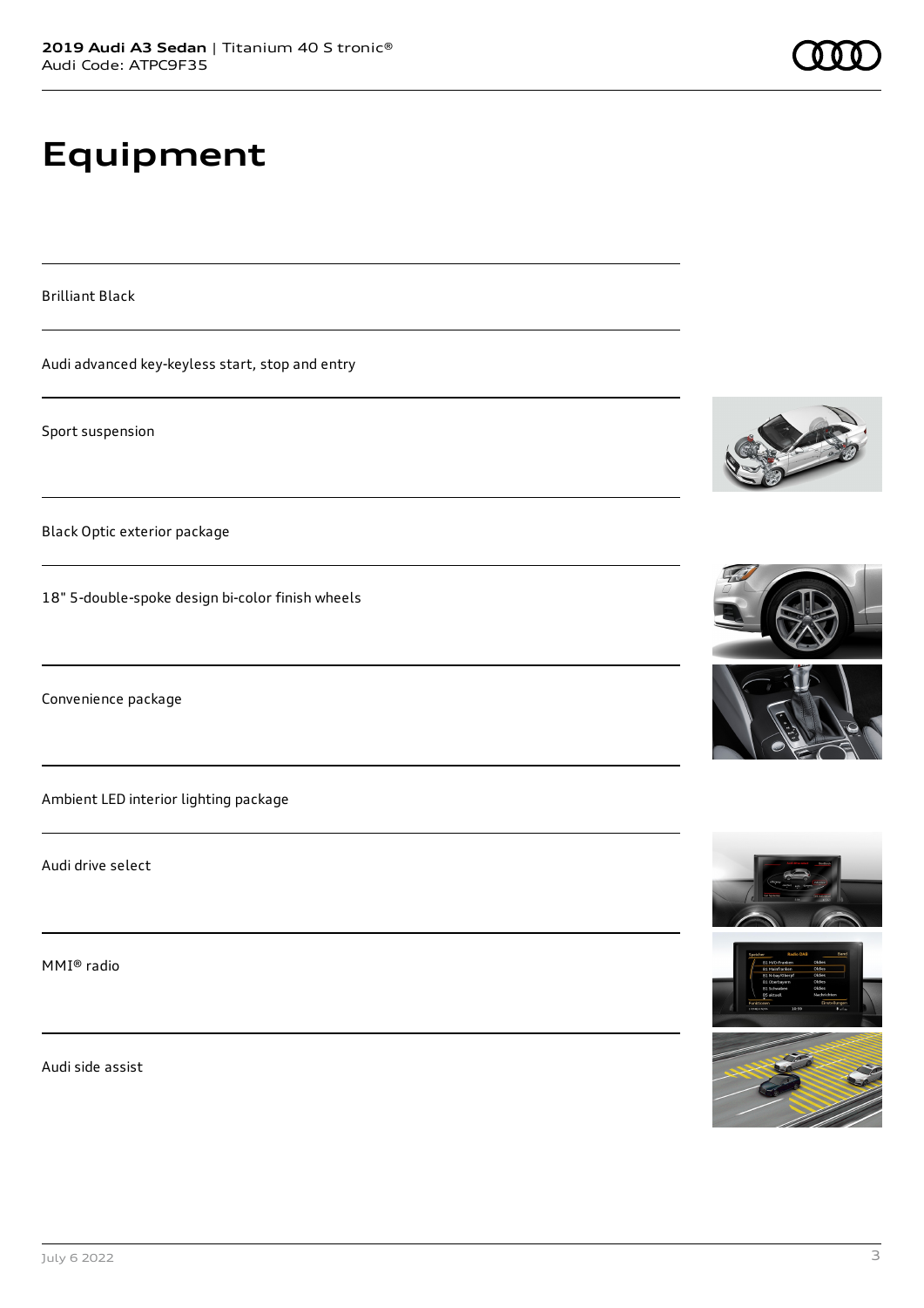# Equipment

Brilliant Black

Audi advanced key-keyless start, stop and entry

Sport suspension

Black Optic exterior package

18" 5-double-spoke design bi-color finish wheels

Convenience package

Ambient LED interior lighting package

Audi drive select

MMI® radio

Audi side assist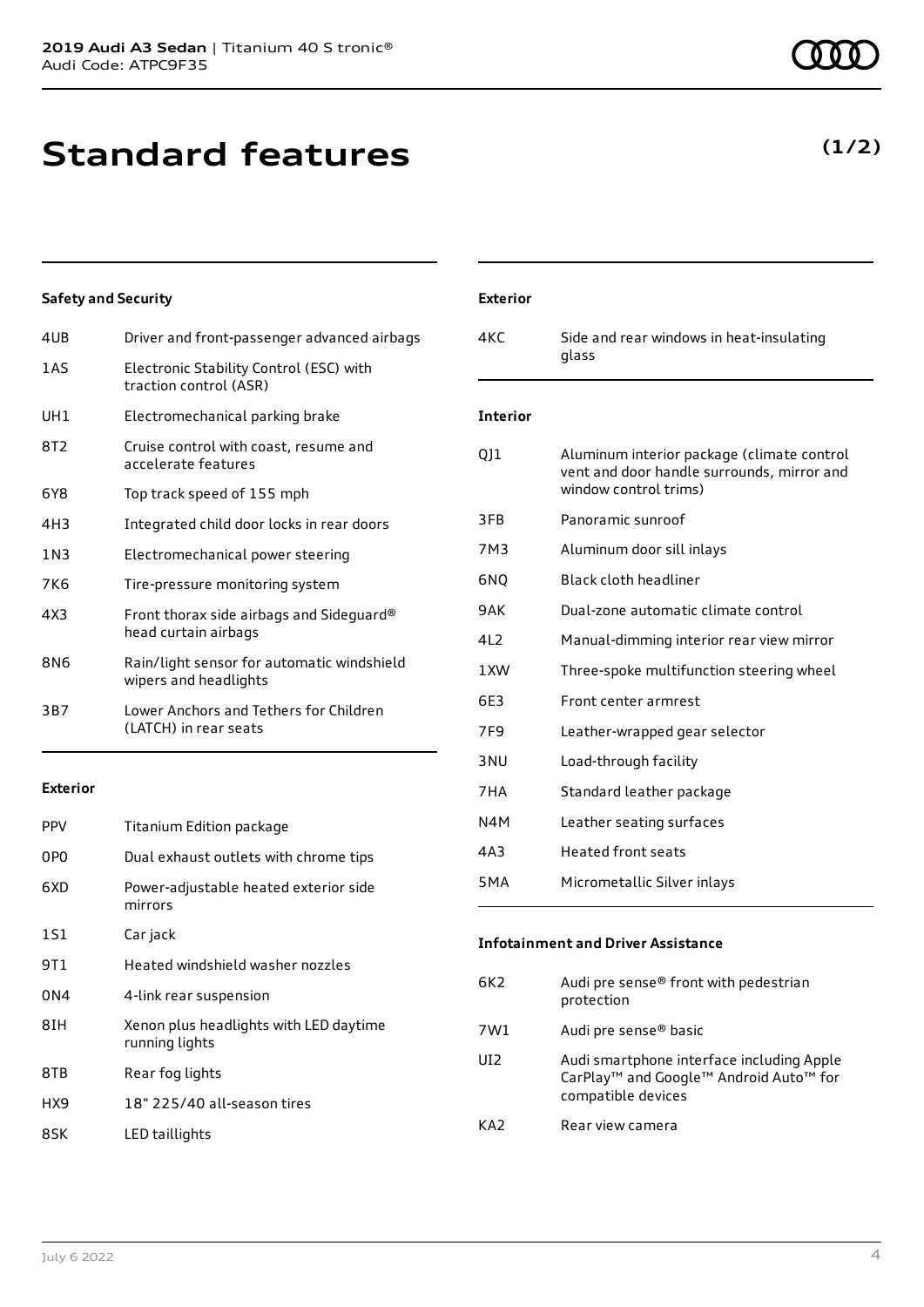# Standard features

**(1/2)**

### Safety and Security

| | |
|---|---|
| 4UB | Driver and front-passenger advanced airbags |
| 1AS | Electronic Stability Control (ESC) with traction control (ASR) |
| UH1 | Electromechanical parking brake |
| 8T2 | Cruise control with coast, resume and accelerate features |
| 6Y8 | Top track speed of 155 mph |
| 4H3 | Integrated child door locks in rear doors |
| 1N3 | Electromechanical power steering |
| 7K6 | Tire-pressure monitoring system |
| 4X3 | Front thorax side airbags and Sideguard® head curtain airbags |
| 8N6 | Rain/light sensor for automatic windshield wipers and headlights |
| 3B7 | Lower Anchors and Tethers for Children (LATCH) in rear seats |

### Exterior

| | |
|---|---|
| PPV | Titanium Edition package |
| 0P0 | Dual exhaust outlets with chrome tips |
| 6XD | Power-adjustable heated exterior side mirrors |
| 1S1 | Car jack |
| 9T1 | Heated windshield washer nozzles |
| 0N4 | 4-link rear suspension |
| 8IH | Xenon plus headlights with LED daytime running lights |
| 8TB | Rear fog lights |
| HX9 | 18" 225/40 all-season tires |
| 8SK | LED taillights |

### Exterior

| | |
|---|---|
| 4KC | Side and rear windows in heat-insulating glass |

### Interior

| | |
|---|---|
| QJ1 | Aluminum interior package (climate control vent and door handle surrounds, mirror and window control trims) |
| 3FB | Panoramic sunroof |
| 7M3 | Aluminum door sill inlays |
| 6NQ | Black cloth headliner |
| 9AK | Dual-zone automatic climate control |
| 4L2 | Manual-dimming interior rear view mirror |
| 1XW | Three-spoke multifunction steering wheel |
| 6E3 | Front center armrest |
| 7F9 | Leather-wrapped gear selector |
| 3NU | Load-through facility |
| 7HA | Standard leather package |
| N4M | Leather seating surfaces |
| 4A3 | Heated front seats |
| 5MA | Micrometallic Silver inlays |

### Infotainment and Driver Assistance

| | |
|---|---|
| 6K2 | Audi pre sense® front with pedestrian protection |
| 7W1 | Audi pre sense® basic |
| UI2 | Audi smartphone interface including Apple CarPlay™ and Google™ Android Auto™ for compatible devices |
| KA2 | Rear view camera |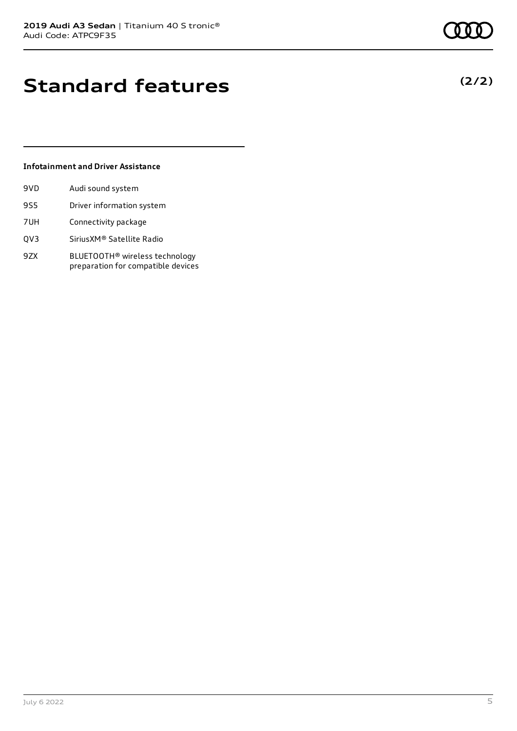# Standard features

**(2/2)**

### Infotainment and Driver Assistance

| | |
|---|---|
| 9VD | Audi sound system |
| 9S5 | Driver information system |
| 7UH | Connectivity package |
| QV3 | SiriusXM® Satellite Radio |
| 9ZX | BLUETOOTH® wireless technology preparation for compatible devices |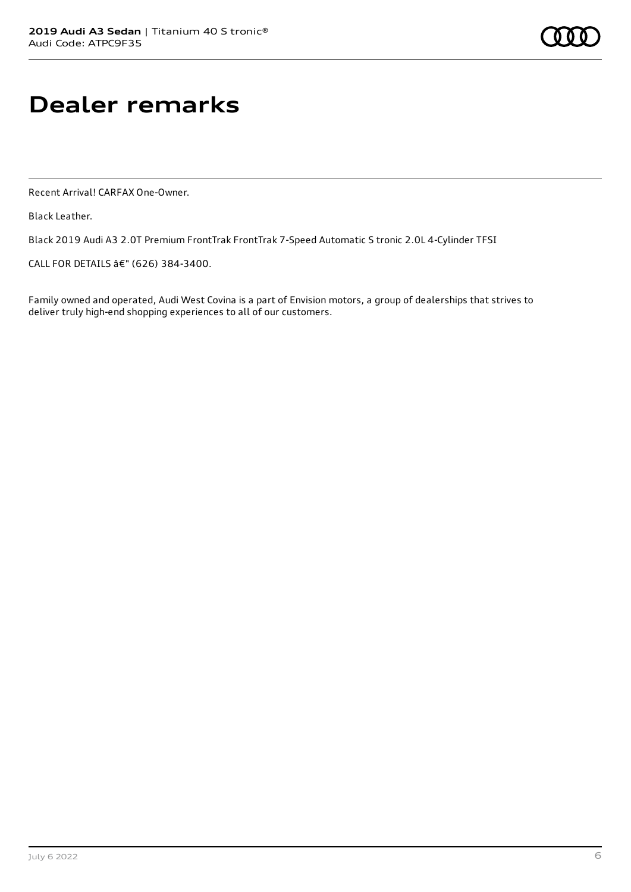# Dealer remarks

Recent Arrival! CARFAX One-Owner.

Black Leather.

Black 2019 Audi A3 2.0T Premium FrontTrak FrontTrak 7-Speed Automatic S tronic 2.0L 4-Cylinder TFSI

CALL FOR DETAILS â€" (626) 384-3400.

Family owned and operated, Audi West Covina is a part of Envision motors, a group of dealerships that strives to deliver truly high-end shopping experiences to all of our customers.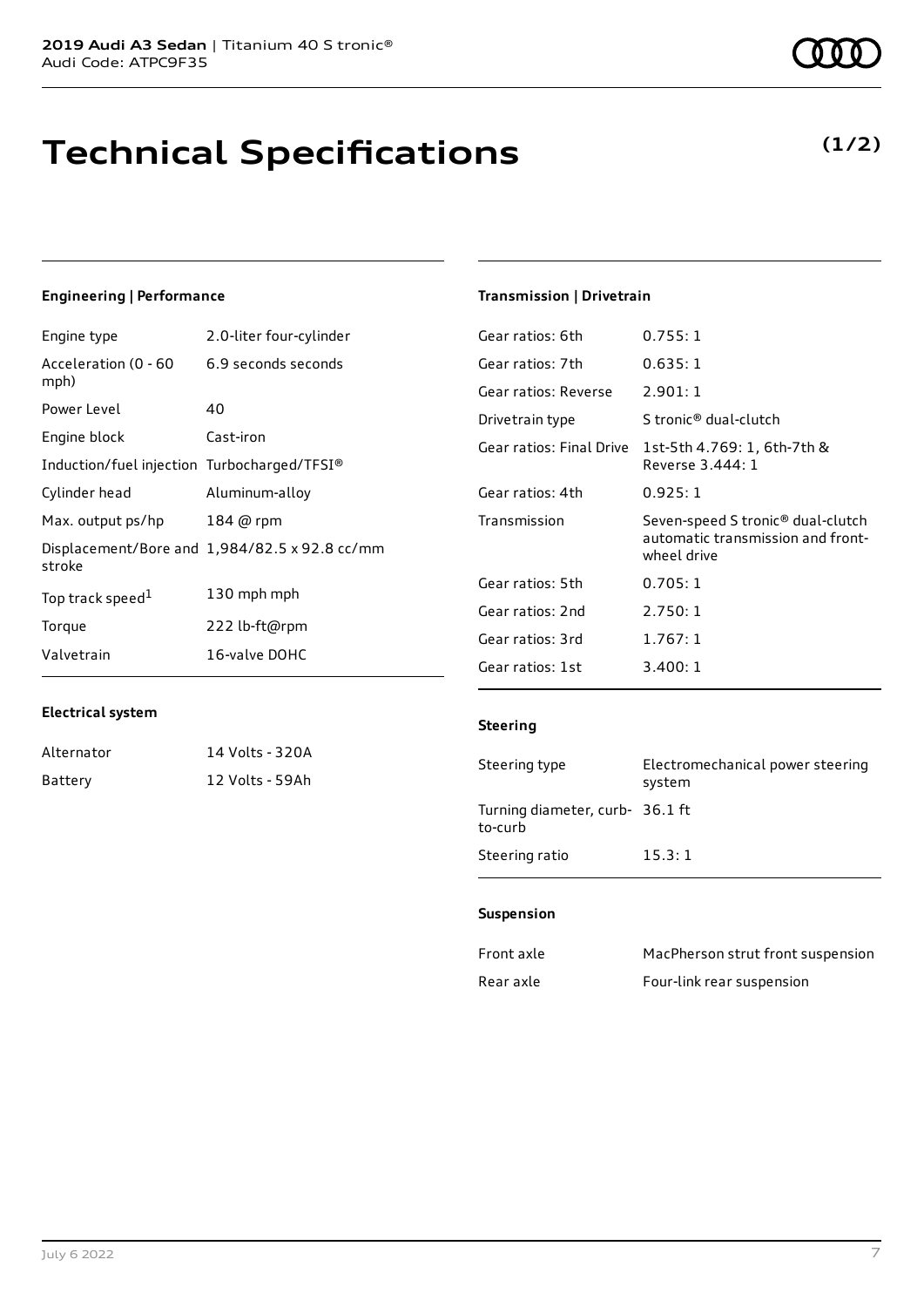# Technical Specifications

**(1/2)**

### Engineering | Performance

| | |
|---|---|
| Engine type | 2.0-liter four-cylinder |
| Acceleration (0 - 60 mph) | 6.9 seconds seconds |
| Power Level | 40 |
| Engine block | Cast-iron |
| Induction/fuel injection | Turbocharged/TFSI® |
| Cylinder head | Aluminum-alloy |
| Max. output ps/hp | 184 @ rpm |
| Displacement/Bore and stroke | 1,984/82.5 x 92.8 cc/mm |
| Top track speed[1] | 130 mph mph |
| Torque | 222 lb-ft@rpm |
| Valvetrain | 16-valve DOHC |

### Electrical system

| | |
|---|---|
| Alternator | 14 Volts - 320A |
| Battery | 12 Volts - 59Ah |

### Transmission | Drivetrain

| | |
|---|---|
| Gear ratios: 6th | 0.755: 1 |
| Gear ratios: 7th | 0.635: 1 |
| Gear ratios: Reverse | 2.901: 1 |
| Drivetrain type | S tronic® dual-clutch |
| Gear ratios: Final Drive | 1st-5th 4.769: 1, 6th-7th & Reverse 3.444: 1 |
| Gear ratios: 4th | 0.925: 1 |
| Transmission | Seven-speed S tronic® dual-clutch automatic transmission and front-wheel drive |
| Gear ratios: 5th | 0.705: 1 |
| Gear ratios: 2nd | 2.750: 1 |
| Gear ratios: 3rd | 1.767: 1 |
| Gear ratios: 1st | 3.400: 1 |

### Steering

| | |
|---|---|
| Steering type | Electromechanical power steering system |
| Turning diameter, curb-to-curb | 36.1 ft |
| Steering ratio | 15.3: 1 |

### Suspension

| | |
|---|---|
| Front axle | MacPherson strut front suspension |
| Rear axle | Four-link rear suspension |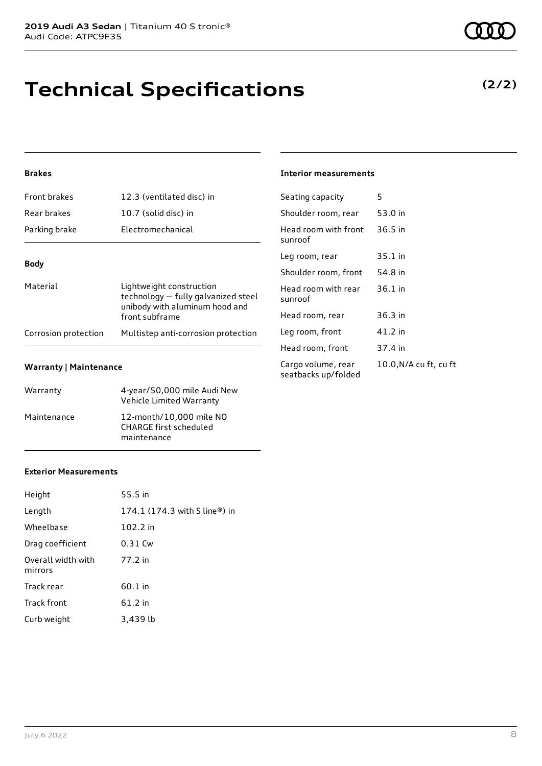# Technical Specifications

**(2/2)**

### Brakes

| | |
|---|---|
| Front brakes | 12.3 (ventilated disc) in |
| Rear brakes | 10.7 (solid disc) in |
| Parking brake | Electromechanical |

### Body

| | |
|---|---|
| Material | Lightweight construction technology — fully galvanized steel unibody with aluminum hood and front subframe |
| Corrosion protection | Multistep anti-corrosion protection |

### Warranty | Maintenance

| | |
|---|---|
| Warranty | 4-year/50,000 mile Audi New Vehicle Limited Warranty |
| Maintenance | 12-month/10,000 mile NO CHARGE first scheduled maintenance |

### Exterior Measurements

| | |
|---|---|
| Height | 55.5 in |
| Length | 174.1 (174.3 with S line®) in |
| Wheelbase | 102.2 in |
| Drag coefficient | 0.31 Cw |
| Overall width with mirrors | 77.2 in |
| Track rear | 60.1 in |
| Track front | 61.2 in |
| Curb weight | 3,439 lb |

### Interior measurements

| | |
|---|---|
| Seating capacity | 5 |
| Shoulder room, rear | 53.0 in |
| Head room with front sunroof | 36.5 in |
| Leg room, rear | 35.1 in |
| Shoulder room, front | 54.8 in |
| Head room with rear sunroof | 36.1 in |
| Head room, rear | 36.3 in |
| Leg room, front | 41.2 in |
| Head room, front | 37.4 in |
| Cargo volume, rear seatbacks up/folded | 10.0,N/A cu ft, cu ft |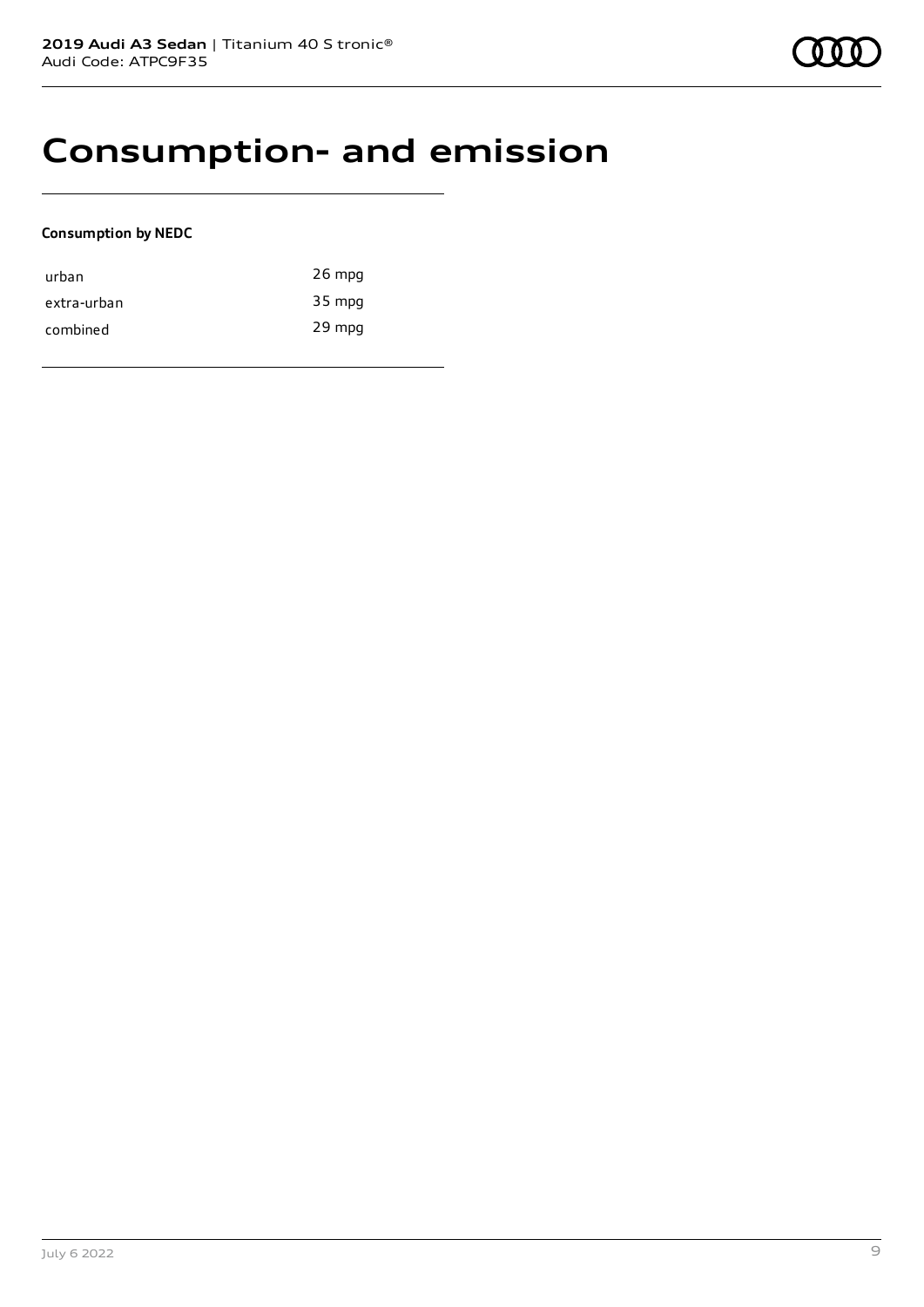# Consumption- and emission

**Consumption by NEDC**

| | |
|---|---|
| urban | 26 mpg |
| extra-urban | 35 mpg |
| combined | 29 mpg |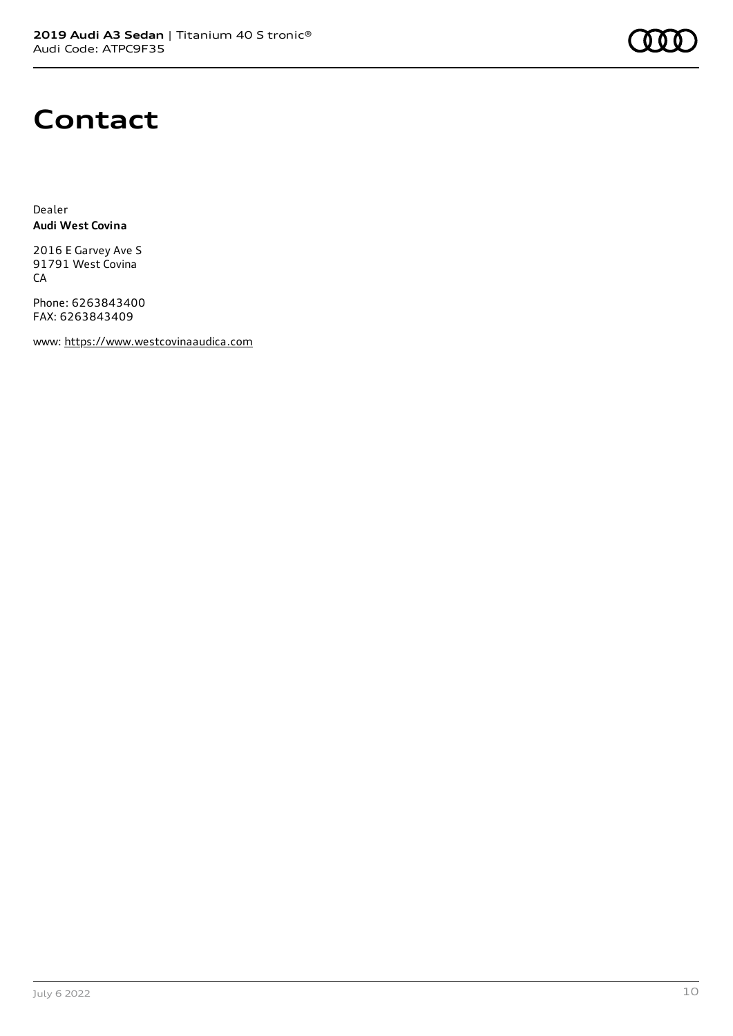# Contact

Dealer
**Audi West Covina**

2016 E Garvey Ave S
91791 West Covina
CA

Phone: 6263843400
FAX: 6263843409

www: https://www.westcovinaaudica.com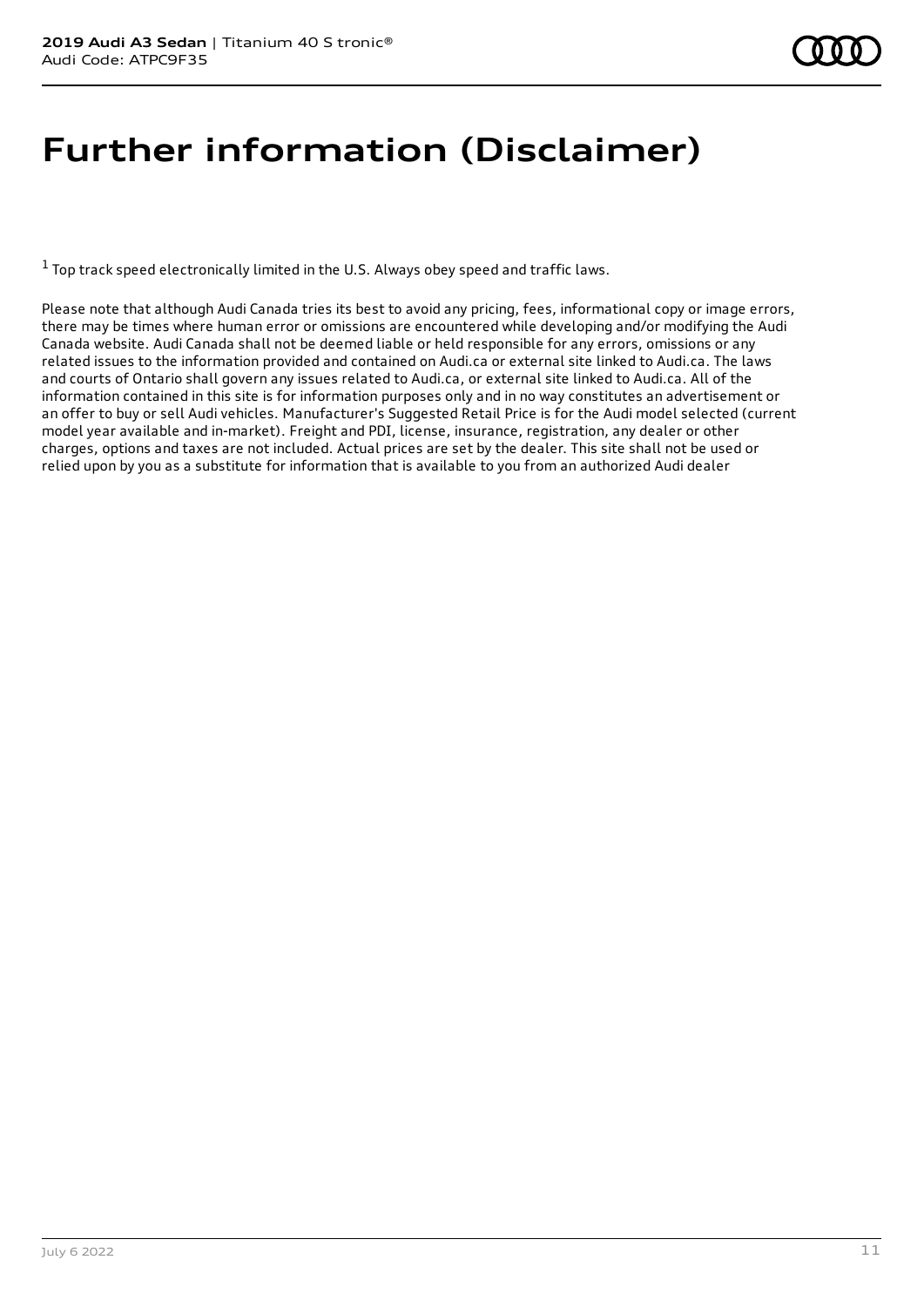# Further information (Disclaimer)

[1] Top track speed electronically limited in the U.S. Always obey speed and traffic laws.

Please note that although Audi Canada tries its best to avoid any pricing, fees, informational copy or image errors, there may be times where human error or omissions are encountered while developing and/or modifying the Audi Canada website. Audi Canada shall not be deemed liable or held responsible for any errors, omissions or any related issues to the information provided and contained on Audi.ca or external site linked to Audi.ca. The laws and courts of Ontario shall govern any issues related to Audi.ca, or external site linked to Audi.ca. All of the information contained in this site is for information purposes only and in no way constitutes an advertisement or an offer to buy or sell Audi vehicles. Manufacturer's Suggested Retail Price is for the Audi model selected (current model year available and in-market). Freight and PDI, license, insurance, registration, any dealer or other charges, options and taxes are not included. Actual prices are set by the dealer. This site shall not be used or relied upon by you as a substitute for information that is available to you from an authorized Audi dealer